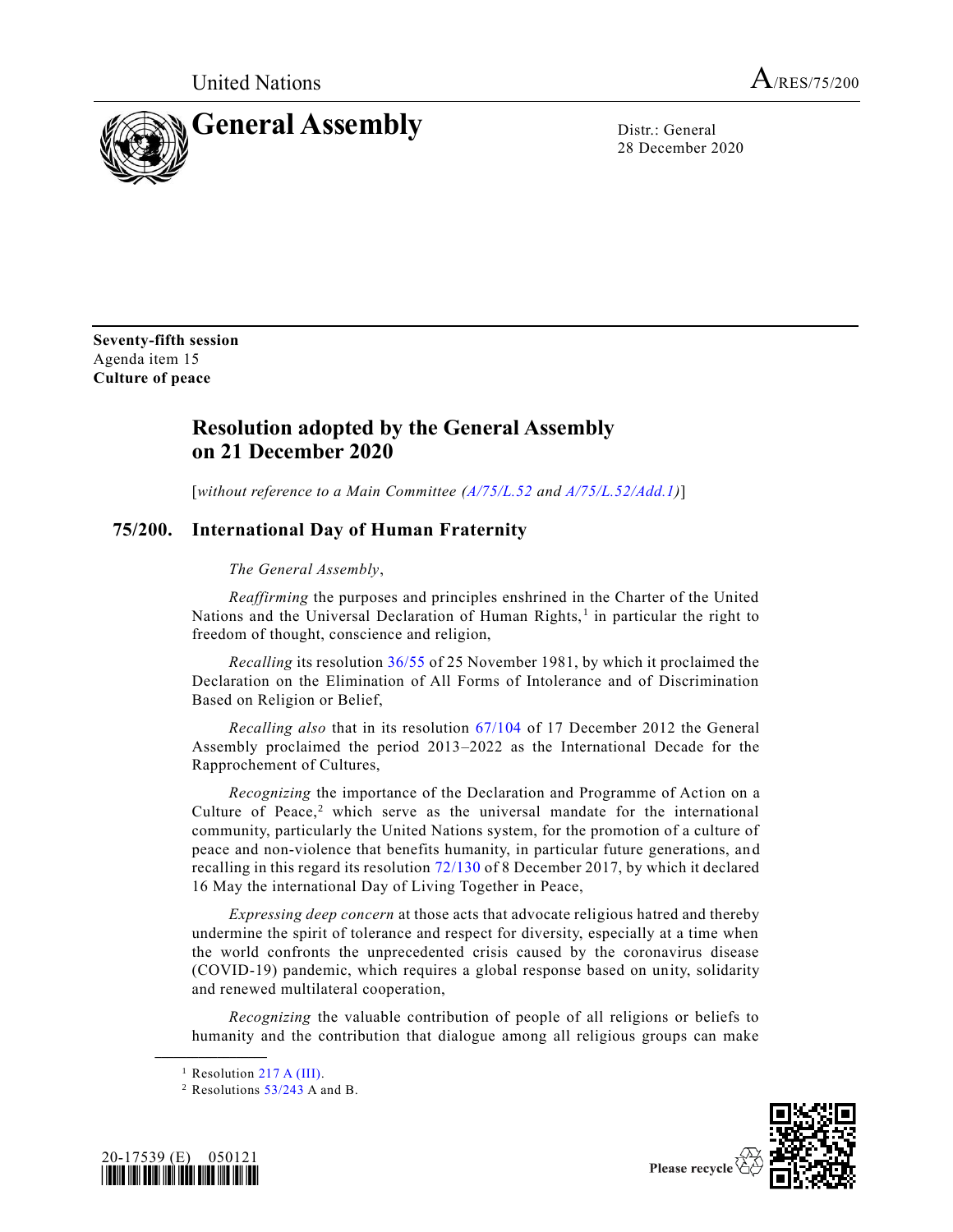United Nations A/RES/75/200

# General Assembly

Distr.: General
28 December 2020

**Seventy-fifth session**
Agenda item 15
**Culture of peace**

## Resolution adopted by the General Assembly on 21 December 2020

[*without reference to a Main Committee (A/75/L.52 and A/75/L.52/Add.1)*]

## 75/200. International Day of Human Fraternity

*The General Assembly*,

*Reaffirming* the purposes and principles enshrined in the Charter of the United Nations and the Universal Declaration of Human Rights,[1] in particular the right to freedom of thought, conscience and religion,

*Recalling* its resolution 36/55 of 25 November 1981, by which it proclaimed the Declaration on the Elimination of All Forms of Intolerance and of Discrimination Based on Religion or Belief,

*Recalling also* that in its resolution 67/104 of 17 December 2012 the General Assembly proclaimed the period 2013–2022 as the International Decade for the Rapprochement of Cultures,

*Recognizing* the importance of the Declaration and Programme of Action on a Culture of Peace,[2] which serve as the universal mandate for the international community, particularly the United Nations system, for the promotion of a culture of peace and non-violence that benefits humanity, in particular future generations, and recalling in this regard its resolution 72/130 of 8 December 2017, by which it declared 16 May the international Day of Living Together in Peace,

*Expressing deep concern* at those acts that advocate religious hatred and thereby undermine the spirit of tolerance and respect for diversity, especially at a time when the world confronts the unprecedented crisis caused by the coronavirus disease (COVID-19) pandemic, which requires a global response based on unity, solidarity and renewed multilateral cooperation,

*Recognizing* the valuable contribution of people of all religions or beliefs to humanity and the contribution that dialogue among all religious groups can make

---

[1] Resolution 217 A (III).

[2] Resolutions 53/243 A and B.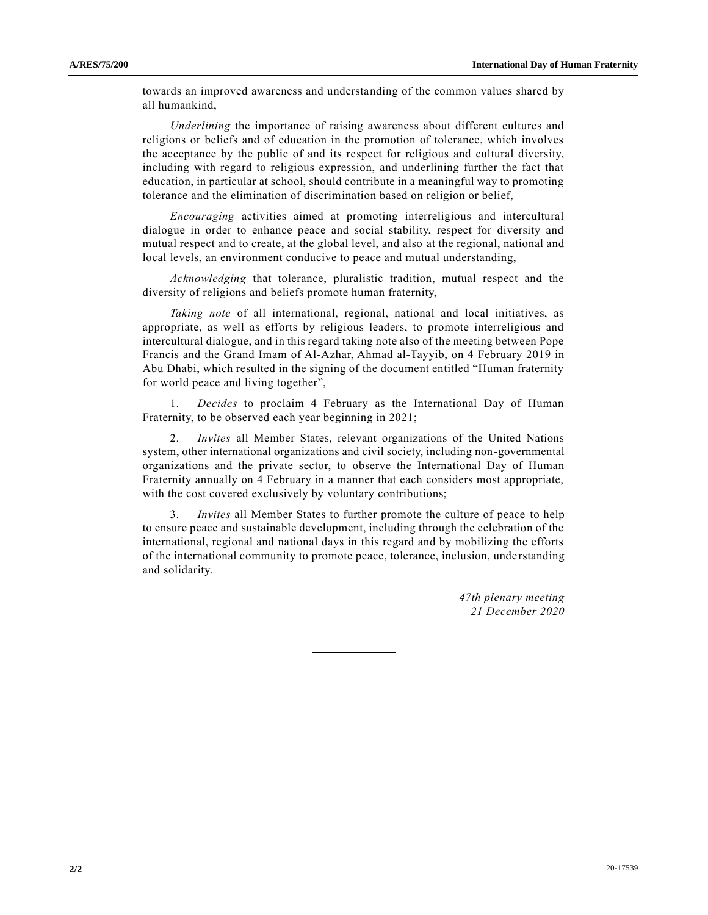towards an improved awareness and understanding of the common values shared by all humankind,

*Underlining* the importance of raising awareness about different cultures and religions or beliefs and of education in the promotion of tolerance, which involves the acceptance by the public of and its respect for religious and cultural diversity, including with regard to religious expression, and underlining further the fact that education, in particular at school, should contribute in a meaningful way to promoting tolerance and the elimination of discrimination based on religion or belief,

*Encouraging* activities aimed at promoting interreligious and intercultural dialogue in order to enhance peace and social stability, respect for diversity and mutual respect and to create, at the global level, and also at the regional, national and local levels, an environment conducive to peace and mutual understanding,

*Acknowledging* that tolerance, pluralistic tradition, mutual respect and the diversity of religions and beliefs promote human fraternity,

*Taking note* of all international, regional, national and local initiatives, as appropriate, as well as efforts by religious leaders, to promote interreligious and intercultural dialogue, and in this regard taking note also of the meeting between Pope Francis and the Grand Imam of Al-Azhar, Ahmad al-Tayyib, on 4 February 2019 in Abu Dhabi, which resulted in the signing of the document entitled "Human fraternity for world peace and living together",

1. *Decides* to proclaim 4 February as the International Day of Human Fraternity, to be observed each year beginning in 2021;

2. *Invites* all Member States, relevant organizations of the United Nations system, other international organizations and civil society, including non-governmental organizations and the private sector, to observe the International Day of Human Fraternity annually on 4 February in a manner that each considers most appropriate, with the cost covered exclusively by voluntary contributions;

3. *Invites* all Member States to further promote the culture of peace to help to ensure peace and sustainable development, including through the celebration of the international, regional and national days in this regard and by mobilizing the efforts of the international community to promote peace, tolerance, inclusion, understanding and solidarity.

*47th plenary meeting*
*21 December 2020*